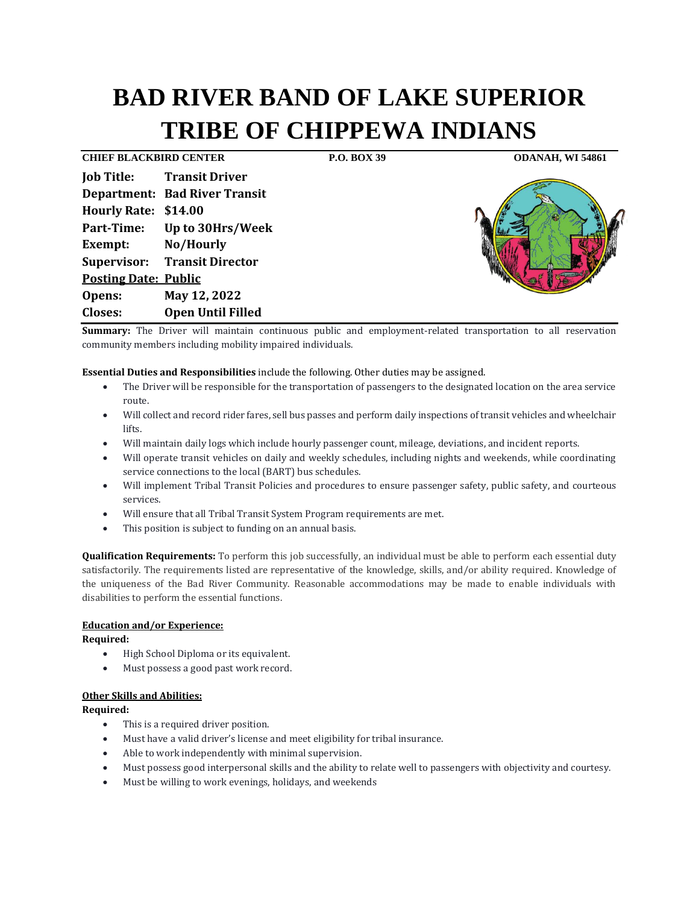# BAD RIVER BAND OF LAKE SUPERIOR TRIBE OF CHIPPEWA INDIANS

**CHIEF BLACKBIRD CENTER** **P.O. BOX 39** **ODANAH, WI 54861**

**Job Title:** **Transit Driver**
**Department:** **Bad River Transit**
**Hourly Rate:** **$14.00**
**Part-Time:** **Up to 30Hrs/Week**
**Exempt:** **No/Hourly**
**Supervisor:** **Transit Director**
**Posting Date:** **Public**
**Opens:** **May 12, 2022**
**Closes:** **Open Until Filled**

**Summary:** The Driver will maintain continuous public and employment-related transportation to all reservation community members including mobility impaired individuals.

**Essential Duties and Responsibilities** include the following. Other duties may be assigned.

- The Driver will be responsible for the transportation of passengers to the designated location on the area service route.
- Will collect and record rider fares, sell bus passes and perform daily inspections of transit vehicles and wheelchair lifts.
- Will maintain daily logs which include hourly passenger count, mileage, deviations, and incident reports.
- Will operate transit vehicles on daily and weekly schedules, including nights and weekends, while coordinating service connections to the local (BART) bus schedules.
- Will implement Tribal Transit Policies and procedures to ensure passenger safety, public safety, and courteous services.
- Will ensure that all Tribal Transit System Program requirements are met.
- This position is subject to funding on an annual basis.

**Qualification Requirements:** To perform this job successfully, an individual must be able to perform each essential duty satisfactorily. The requirements listed are representative of the knowledge, skills, and/or ability required. Knowledge of the uniqueness of the Bad River Community. Reasonable accommodations may be made to enable individuals with disabilities to perform the essential functions.

**Education and/or Experience:**

**Required:**

- High School Diploma or its equivalent.
- Must possess a good past work record.

**Other Skills and Abilities:**

**Required:**

- This is a required driver position.
- Must have a valid driver's license and meet eligibility for tribal insurance.
- Able to work independently with minimal supervision.
- Must possess good interpersonal skills and the ability to relate well to passengers with objectivity and courtesy.
- Must be willing to work evenings, holidays, and weekends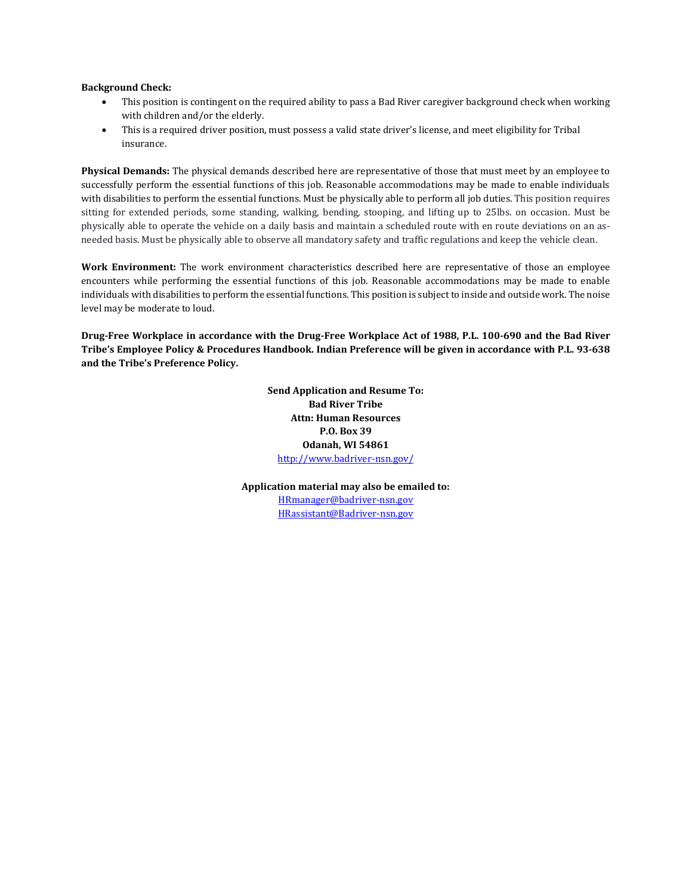**Background Check:**

- This position is contingent on the required ability to pass a Bad River caregiver background check when working with children and/or the elderly.
- This is a required driver position, must possess a valid state driver's license, and meet eligibility for Tribal insurance.

**Physical Demands:** The physical demands described here are representative of those that must meet by an employee to successfully perform the essential functions of this job. Reasonable accommodations may be made to enable individuals with disabilities to perform the essential functions. Must be physically able to perform all job duties. This position requires sitting for extended periods, some standing, walking, bending, stooping, and lifting up to 25lbs. on occasion. Must be physically able to operate the vehicle on a daily basis and maintain a scheduled route with en route deviations on an as-needed basis. Must be physically able to observe all mandatory safety and traffic regulations and keep the vehicle clean.

**Work Environment:** The work environment characteristics described here are representative of those an employee encounters while performing the essential functions of this job. Reasonable accommodations may be made to enable individuals with disabilities to perform the essential functions. This position is subject to inside and outside work. The noise level may be moderate to loud.

**Drug-Free Workplace in accordance with the Drug-Free Workplace Act of 1988, P.L. 100-690 and the Bad River Tribe's Employee Policy & Procedures Handbook. Indian Preference will be given in accordance with P.L. 93-638 and the Tribe's Preference Policy.**

**Send Application and Resume To:**
**Bad River Tribe**
**Attn: Human Resources**
**P.O. Box 39**
**Odanah, WI 54861**
http://www.badriver-nsn.gov/

**Application material may also be emailed to:**
HRmanager@badriver-nsn.gov
HRassistant@Badriver-nsn.gov